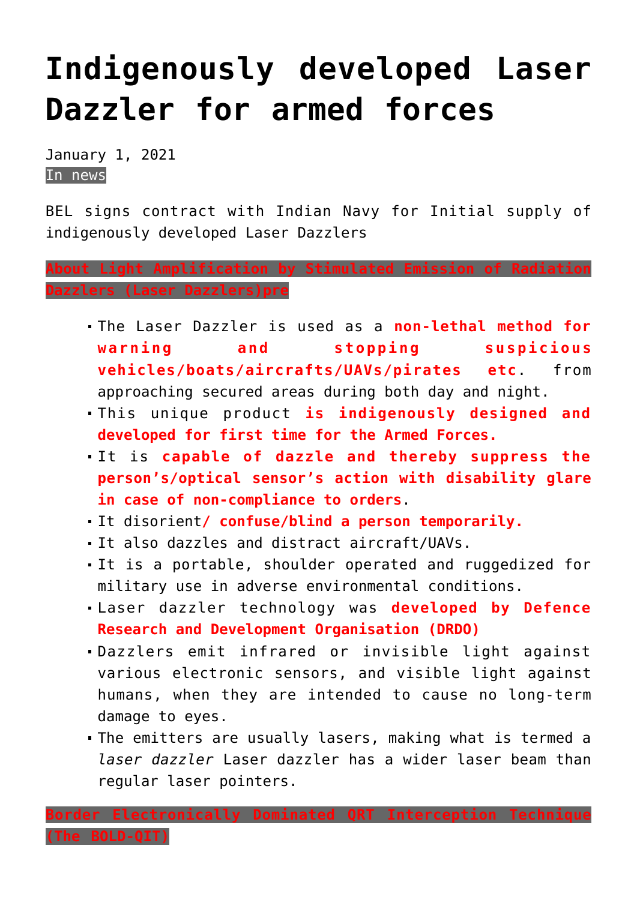# Indigenously developed Laser Dazzler for armed forces

January 1, 2021
In news

BEL signs contract with Indian Navy for Initial supply of indigenously developed Laser Dazzlers

**About Light Amplification by Stimulated Emission of Radiation Dazzlers (Laser Dazzlers)pre**

- The Laser Dazzler is used as a **non-lethal method for warning and stopping suspicious vehicles/boats/aircrafts/UAVs/pirates etc**. from approaching secured areas during both day and night.
- This unique product **is indigenously designed and developed for first time for the Armed Forces.**
- It is **capable of dazzle and thereby suppress the person's/optical sensor's action with disability glare in case of non-compliance to orders**.
- It disorient**/ confuse/blind a person temporarily.**
- It also dazzles and distract aircraft/UAVs.
- It is a portable, shoulder operated and ruggedized for military use in adverse environmental conditions.
- Laser dazzler technology was **developed by Defence Research and Development Organisation (DRDO)**
- Dazzlers emit infrared or invisible light against various electronic sensors, and visible light against humans, when they are intended to cause no long-term damage to eyes.
- The emitters are usually lasers, making what is termed a *laser dazzler* Laser dazzler has a wider laser beam than regular laser pointers.

**Border Electronically Dominated QRT Interception Technique (The BOLD-QIT)**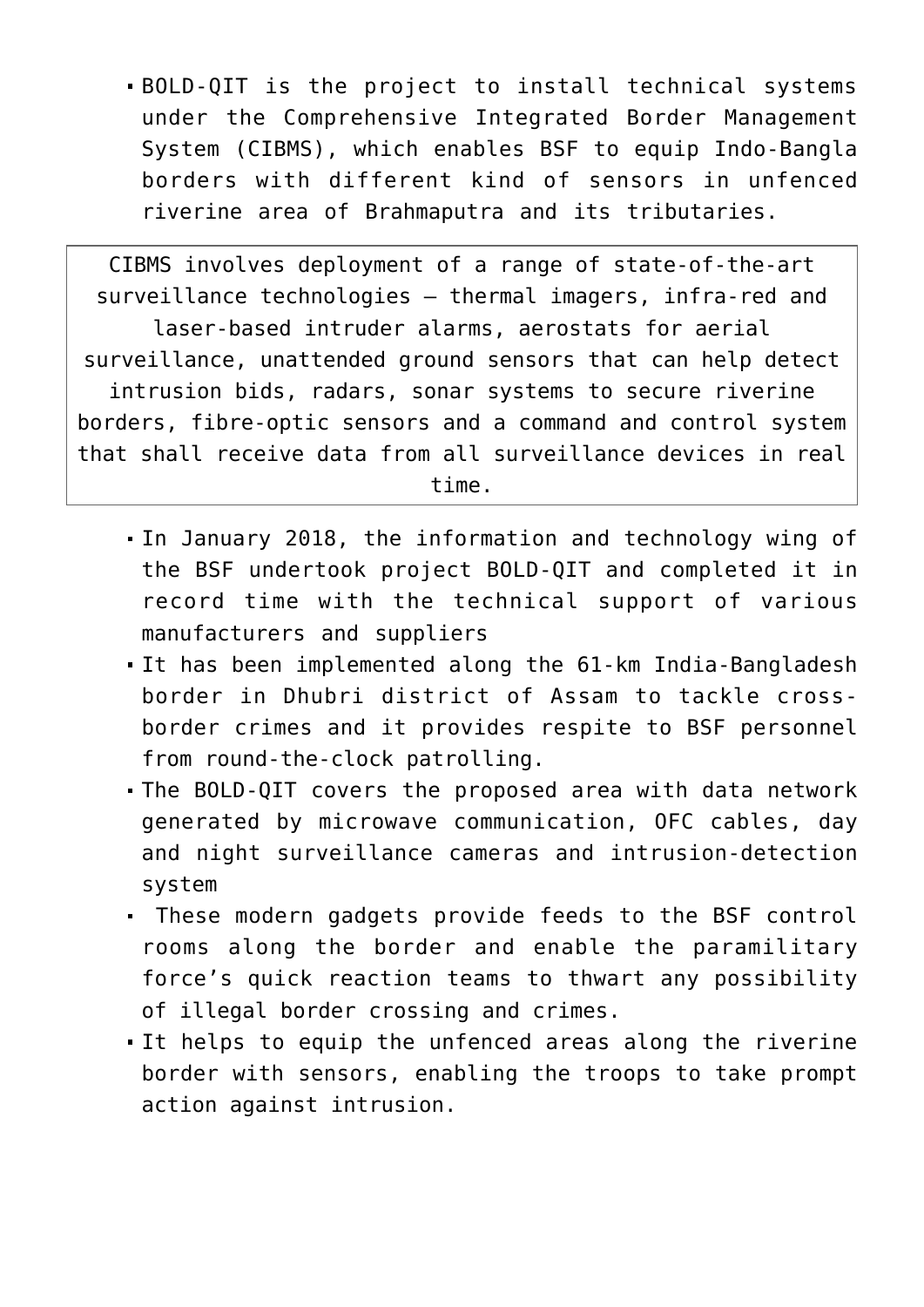- BOLD-QIT is the project to install technical systems under the Comprehensive Integrated Border Management System (CIBMS), which enables BSF to equip Indo-Bangla borders with different kind of sensors in unfenced riverine area of Brahmaputra and its tributaries.

| |
|---|
| CIBMS involves deployment of a range of state-of-the-art surveillance technologies – thermal imagers, infra-red and laser-based intruder alarms, aerostats for aerial surveillance, unattended ground sensors that can help detect intrusion bids, radars, sonar systems to secure riverine borders, fibre-optic sensors and a command and control system that shall receive data from all surveillance devices in real time. |

- In January 2018, the information and technology wing of the BSF undertook project BOLD-QIT and completed it in record time with the technical support of various manufacturers and suppliers
- It has been implemented along the 61-km India-Bangladesh border in Dhubri district of Assam to tackle cross-border crimes and it provides respite to BSF personnel from round-the-clock patrolling.
- The BOLD-QIT covers the proposed area with data network generated by microwave communication, OFC cables, day and night surveillance cameras and intrusion-detection system
- These modern gadgets provide feeds to the BSF control rooms along the border and enable the paramilitary force's quick reaction teams to thwart any possibility of illegal border crossing and crimes.
- It helps to equip the unfenced areas along the riverine border with sensors, enabling the troops to take prompt action against intrusion.